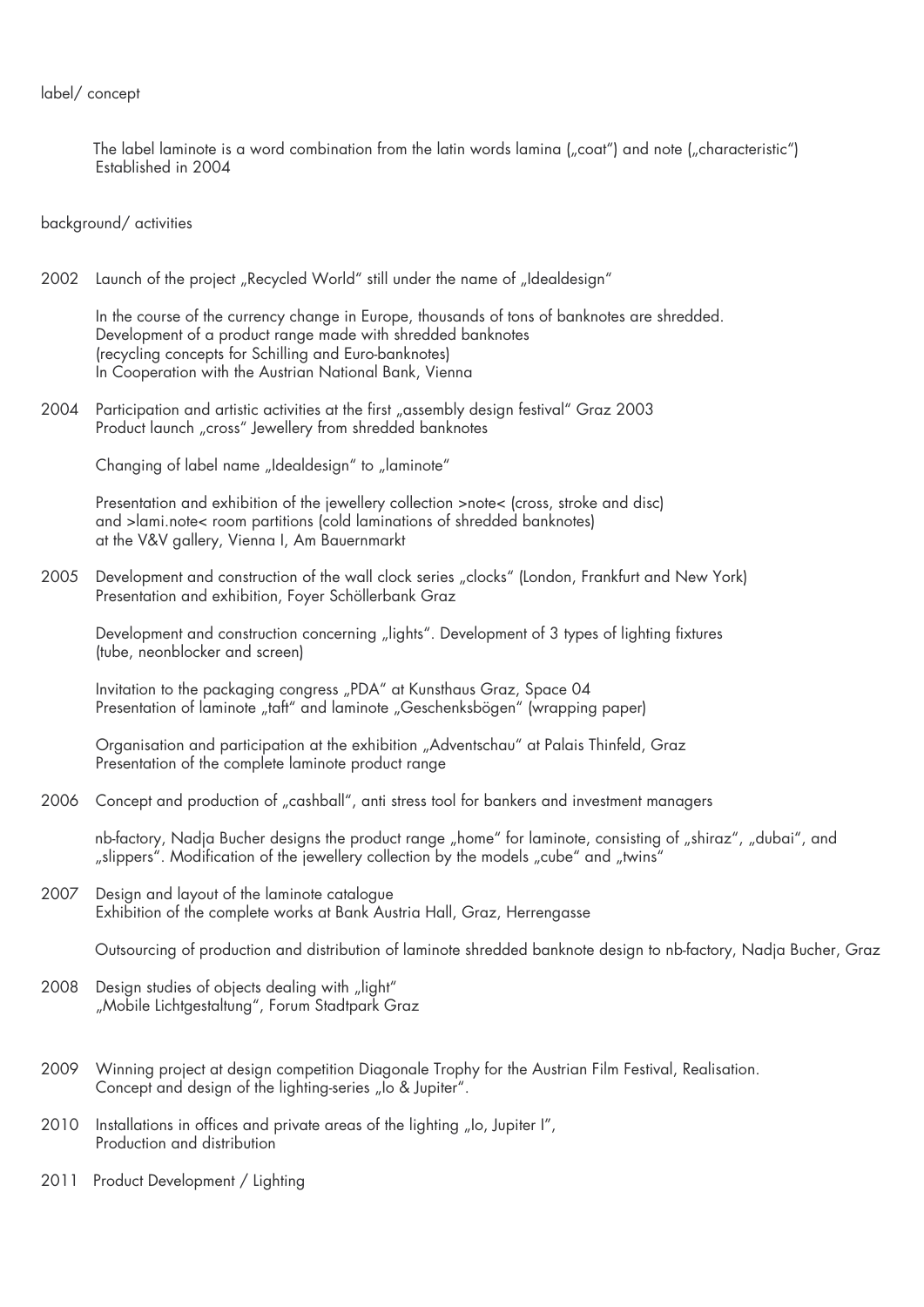label/ concept

The label laminote is a word combination from the latin words lamina („coat") and note („characteristic")
Established in 2004

background/ activities

2002 Launch of the project „Recycled World" still under the name of „Idealdesign"

In the course of the currency change in Europe, thousands of tons of banknotes are shredded.
Development of a product range made with shredded banknotes
(recycling concepts for Schilling and Euro-banknotes)
In Cooperation with the Austrian National Bank, Vienna

2004 Participation and artistic activities at the first „assembly design festival" Graz 2003
Product launch „cross" Jewellery from shredded banknotes

Changing of label name „Idealdesign" to „laminote"

Presentation and exhibition of the jewellery collection >note< (cross, stroke and disc)
and >lami.note< room partitions (cold laminations of shredded banknotes)
at the V&V gallery, Vienna I, Am Bauernmarkt

2005 Development and construction of the wall clock series „clocks" (London, Frankfurt and New York)
Presentation and exhibition, Foyer Schöllerbank Graz

Development and construction concerning „lights". Development of 3 types of lighting fixtures
(tube, neonblocker and screen)

Invitation to the packaging congress „PDA" at Kunsthaus Graz, Space 04
Presentation of laminote „taft" and laminote „Geschenksbögen" (wrapping paper)

Organisation and participation at the exhibition „Adventschau" at Palais Thinfeld, Graz
Presentation of the complete laminote product range

2006 Concept and production of „cashball", anti stress tool for bankers and investment managers

nb-factory, Nadja Bucher designs the product range „home" for laminote, consisting of „shiraz", „dubai", and „slippers". Modification of the jewellery collection by the models „cube" and „twins"

2007 Design and layout of the laminote catalogue
Exhibition of the complete works at Bank Austria Hall, Graz, Herrengasse

Outsourcing of production and distribution of laminote shredded banknote design to nb-factory, Nadja Bucher, Graz

2008 Design studies of objects dealing with „light"
„Mobile Lichtgestaltung", Forum Stadtpark Graz

2009 Winning project at design competition Diagonale Trophy for the Austrian Film Festival, Realisation.
Concept and design of the lighting-series „Io & Jupiter".

2010 Installations in offices and private areas of the lighting „Io, Jupiter I",
Production and distribution

2011 Product Development / Lighting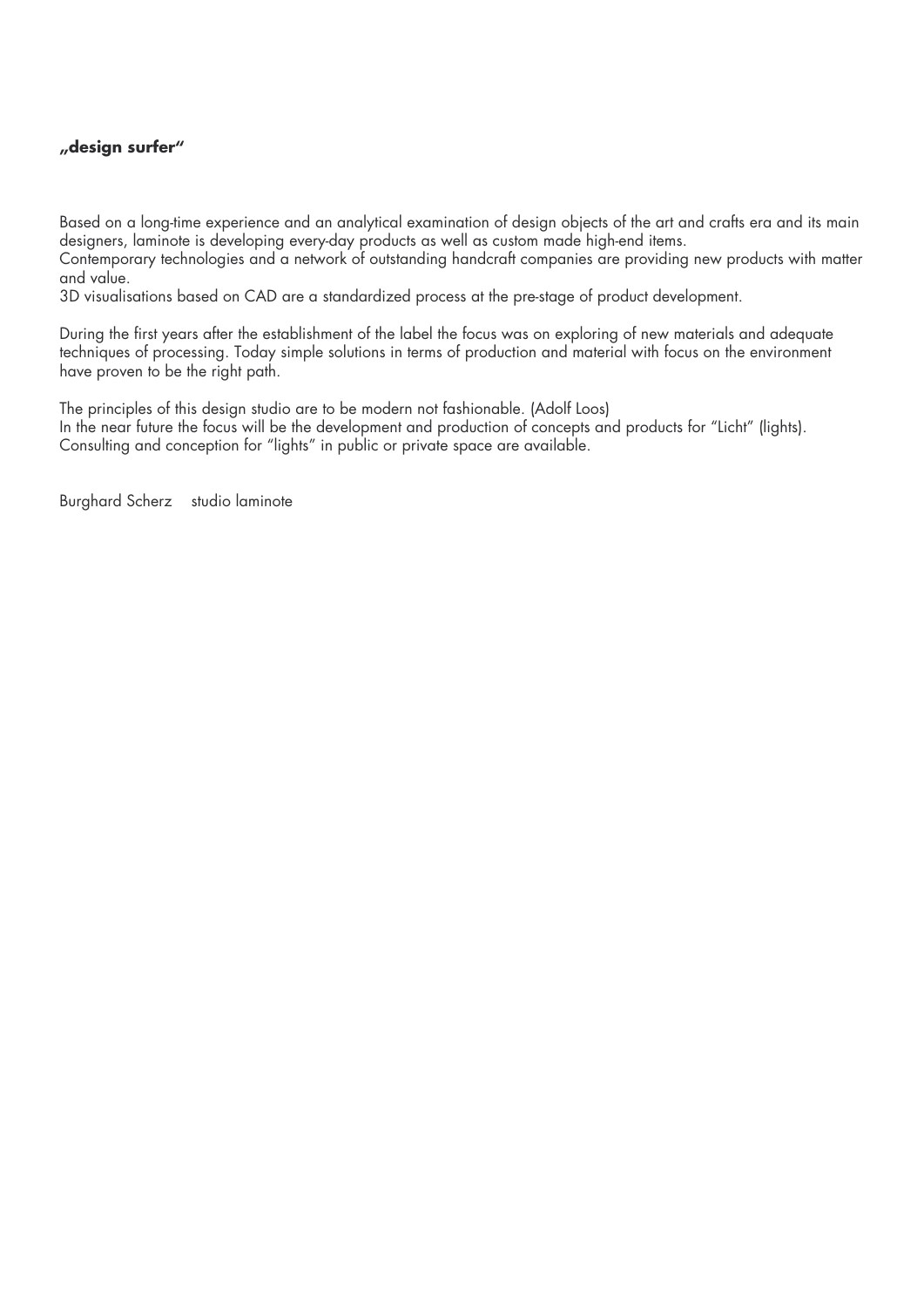**„design surfer“**

Based on a long-time experience and an analytical examination of design objects of the art and crafts era and its main designers, laminote is developing every-day products as well as custom made high-end items.
Contemporary technologies and a network of outstanding handcraft companies are providing new products with matter and value.
3D visualisations based on CAD are a standardized process at the pre-stage of product development.

During the first years after the establishment of the label the focus was on exploring of new materials and adequate techniques of processing. Today simple solutions in terms of production and material with focus on the environment have proven to be the right path.

The principles of this design studio are to be modern not fashionable. (Adolf Loos)
In the near future the focus will be the development and production of concepts and products for "Licht" (lights).
Consulting and conception for "lights" in public or private space are available.

Burghard Scherz studio laminote